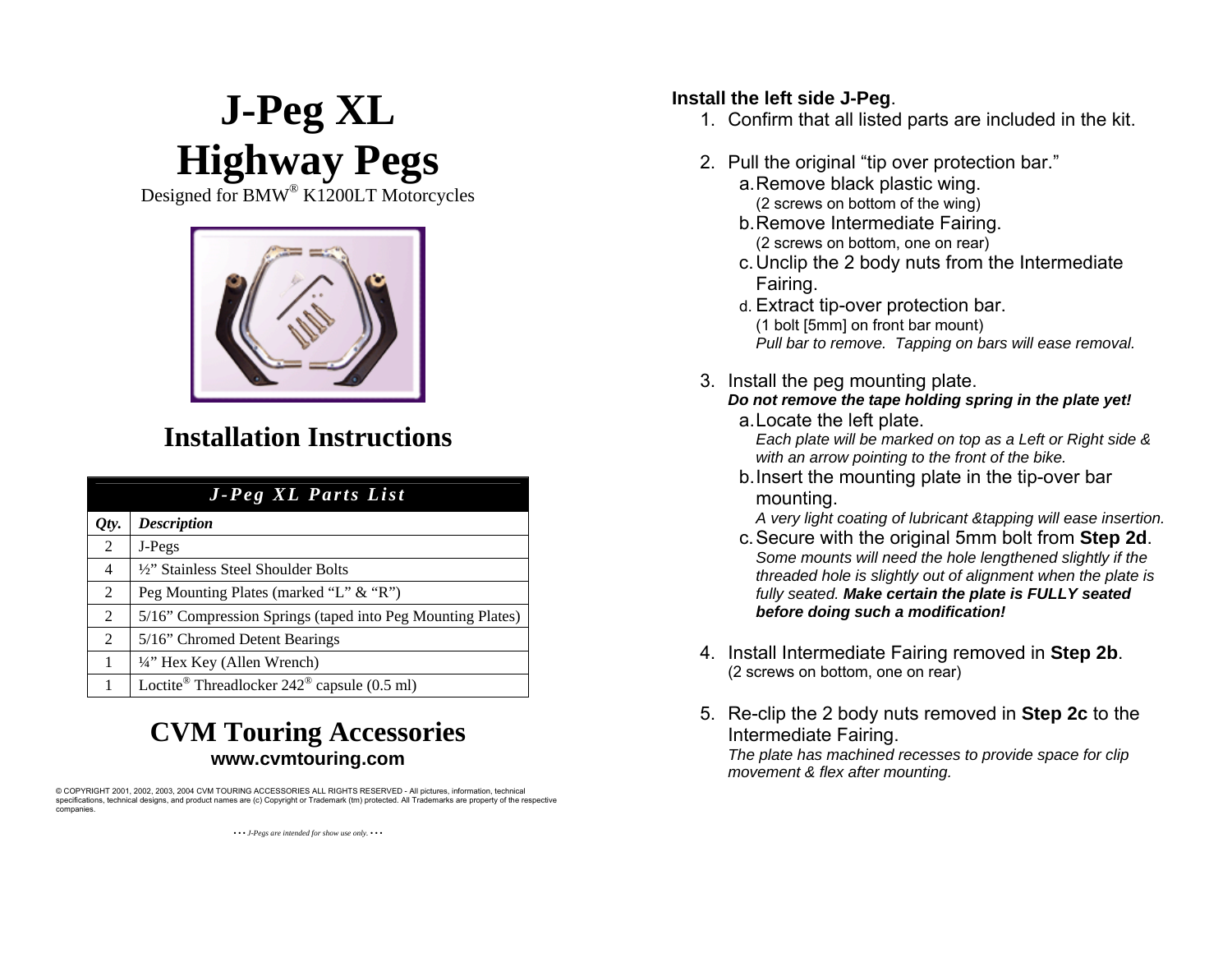# J-Peg XL
# Highway Pegs

Designed for BMW® K1200LT Motorcycles

## Installation Instructions

| ***J-Peg XL Parts List*** | |
|---|---|
| ***Qty.*** | ***Description*** |
| 2 | J-Pegs |
| 4 | ½" Stainless Steel Shoulder Bolts |
| 2 | Peg Mounting Plates (marked "L" & "R") |
| 2 | 5/16" Compression Springs (taped into Peg Mounting Plates) |
| 2 | 5/16" Chromed Detent Bearings |
| 1 | ¼" Hex Key (Allen Wrench) |
| 1 | Loctite® Threadlocker 242® capsule (0.5 ml) |

## CVM Touring Accessories

**www.cvmtouring.com**

© COPYRIGHT 2001, 2002, 2003, 2004 CVM TOURING ACCESSORIES ALL RIGHTS RESERVED - All pictures, information, technical specifications, technical designs, and product names are (c) Copyright or Trademark (tm) protected. All Trademarks are property of the respective companies.

*… J-Pegs are intended for show use only. …*

**Install the left side J-Peg**.

1. Confirm that all listed parts are included in the kit.

2. Pull the original "tip over protection bar."
   a. Remove black plastic wing.
      (2 screws on bottom of the wing)
   b. Remove Intermediate Fairing.
      (2 screws on bottom, one on rear)
   c. Unclip the 2 body nuts from the Intermediate Fairing.
   d. Extract tip-over protection bar.
      (1 bolt [5mm] on front bar mount)
      *Pull bar to remove. Tapping on bars will ease removal.*

3. Install the peg mounting plate.
   ***Do not remove the tape holding spring in the plate yet!***
   a. Locate the left plate.
      *Each plate will be marked on top as a Left or Right side & with an arrow pointing to the front of the bike.*
   b. Insert the mounting plate in the tip-over bar mounting.
      *A very light coating of lubricant &tapping will ease insertion.*
   c. Secure with the original 5mm bolt from **Step 2d**.
      *Some mounts will need the hole lengthened slightly if the threaded hole is slightly out of alignment when the plate is fully seated.* ***Make certain the plate is FULLY seated before doing such a modification!***

4. Install Intermediate Fairing removed in **Step 2b**.
   (2 screws on bottom, one on rear)

5. Re-clip the 2 body nuts removed in **Step 2c** to the Intermediate Fairing.
   *The plate has machined recesses to provide space for clip movement & flex after mounting.*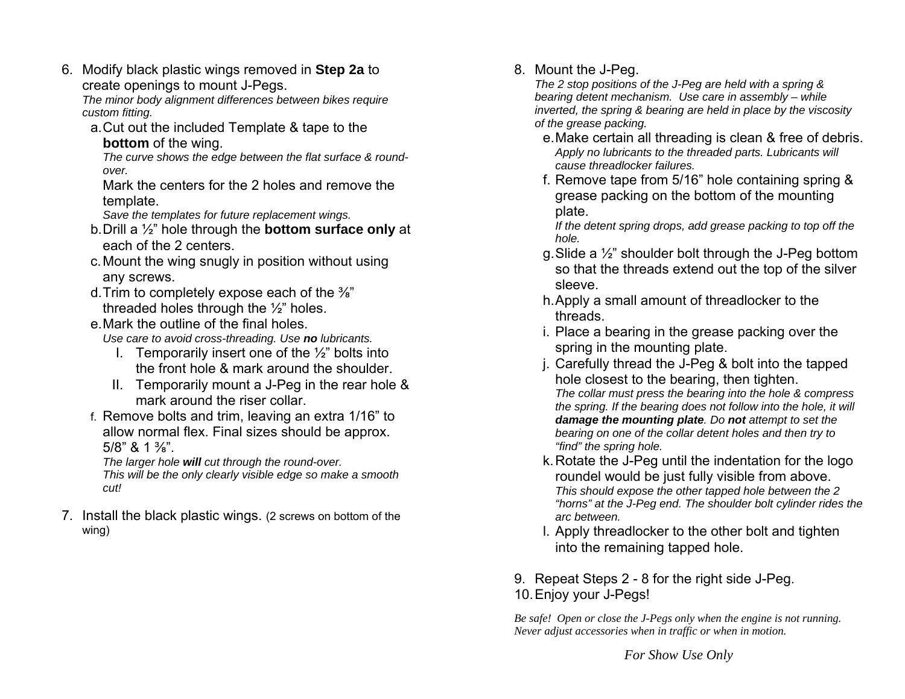6. Modify black plastic wings removed in **Step 2a** to create openings to mount J-Pegs.
   *The minor body alignment differences between bikes require custom fitting.*
   a. Cut out the included Template & tape to the **bottom** of the wing.
      *The curve shows the edge between the flat surface & round-over.*
      Mark the centers for the 2 holes and remove the template.
      *Save the templates for future replacement wings.*
   b. Drill a ½" hole through the **bottom surface only** at each of the 2 centers.
   c. Mount the wing snugly in position without using any screws.
   d. Trim to completely expose each of the ⅜" threaded holes through the ½" holes.
   e. Mark the outline of the final holes.
      *Use care to avoid cross-threading. Use **no** lubricants.*
      I. Temporarily insert one of the ½" bolts into the front hole & mark around the shoulder.
      II. Temporarily mount a J-Peg in the rear hole & mark around the riser collar.
   f. Remove bolts and trim, leaving an extra 1/16" to allow normal flex. Final sizes should be approx. 5/8" & 1 ⅜".
      *The larger hole **will** cut through the round-over.*
      *This will be the only clearly visible edge so make a smooth cut!*

7. Install the black plastic wings. (2 screws on bottom of the wing)

8. Mount the J-Peg.
   *The 2 stop positions of the J-Peg are held with a spring & bearing detent mechanism. Use care in assembly – while inverted, the spring & bearing are held in place by the viscosity of the grease packing.*
   e. Make certain all threading is clean & free of debris.
      *Apply no lubricants to the threaded parts. Lubricants will cause threadlocker failures.*
   f. Remove tape from 5/16" hole containing spring & grease packing on the bottom of the mounting plate.
      *If the detent spring drops, add grease packing to top off the hole.*
   g. Slide a ½" shoulder bolt through the J-Peg bottom so that the threads extend out the top of the silver sleeve.
   h. Apply a small amount of threadlocker to the threads.
   i. Place a bearing in the grease packing over the spring in the mounting plate.
   j. Carefully thread the J-Peg & bolt into the tapped hole closest to the bearing, then tighten.
      *The collar must press the bearing into the hole & compress the spring. If the bearing does not follow into the hole, it will **damage the mounting plate**. Do **not** attempt to set the bearing on one of the collar detent holes and then try to "find" the spring hole.*
   k. Rotate the J-Peg until the indentation for the logo roundel would be just fully visible from above.
      *This should expose the other tapped hole between the 2 "horns" at the J-Peg end. The shoulder bolt cylinder rides the arc between.*
   l. Apply threadlocker to the other bolt and tighten into the remaining tapped hole.

9. Repeat Steps 2 - 8 for the right side J-Peg.
10. Enjoy your J-Pegs!

*Be safe! Open or close the J-Pegs only when the engine is not running. Never adjust accessories when in traffic or when in motion.*

*For Show Use Only*